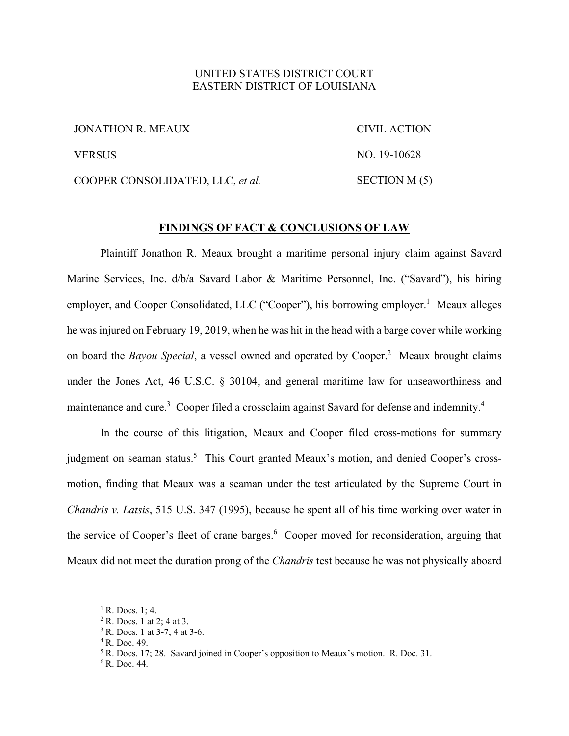UNITED STATES DISTRICT COURT
EASTERN DISTRICT OF LOUISIANA

| | |
|---|---|
| JONATHON R. MEAUX | CIVIL ACTION |
| VERSUS | NO. 19-10628 |
| COOPER CONSOLIDATED, LLC, *et al.* | SECTION M (5) |

**FINDINGS OF FACT & CONCLUSIONS OF LAW**

Plaintiff Jonathon R. Meaux brought a maritime personal injury claim against Savard Marine Services, Inc. d/b/a Savard Labor & Maritime Personnel, Inc. ("Savard"), his hiring employer, and Cooper Consolidated, LLC ("Cooper"), his borrowing employer.[1] Meaux alleges he was injured on February 19, 2019, when he was hit in the head with a barge cover while working on board the *Bayou Special*, a vessel owned and operated by Cooper.[2] Meaux brought claims under the Jones Act, 46 U.S.C. § 30104, and general maritime law for unseaworthiness and maintenance and cure.[3] Cooper filed a crossclaim against Savard for defense and indemnity.[4]

In the course of this litigation, Meaux and Cooper filed cross-motions for summary judgment on seaman status.[5] This Court granted Meaux's motion, and denied Cooper's cross-motion, finding that Meaux was a seaman under the test articulated by the Supreme Court in *Chandris v. Latsis*, 515 U.S. 347 (1995), because he spent all of his time working over water in the service of Cooper's fleet of crane barges.[6] Cooper moved for reconsideration, arguing that Meaux did not meet the duration prong of the *Chandris* test because he was not physically aboard

---

[1] R. Docs. 1; 4.

[2] R. Docs. 1 at 2; 4 at 3.

[3] R. Docs. 1 at 3-7; 4 at 3-6.

[4] R. Doc. 49.

[5] R. Docs. 17; 28. Savard joined in Cooper's opposition to Meaux's motion. R. Doc. 31.

[6] R. Doc. 44.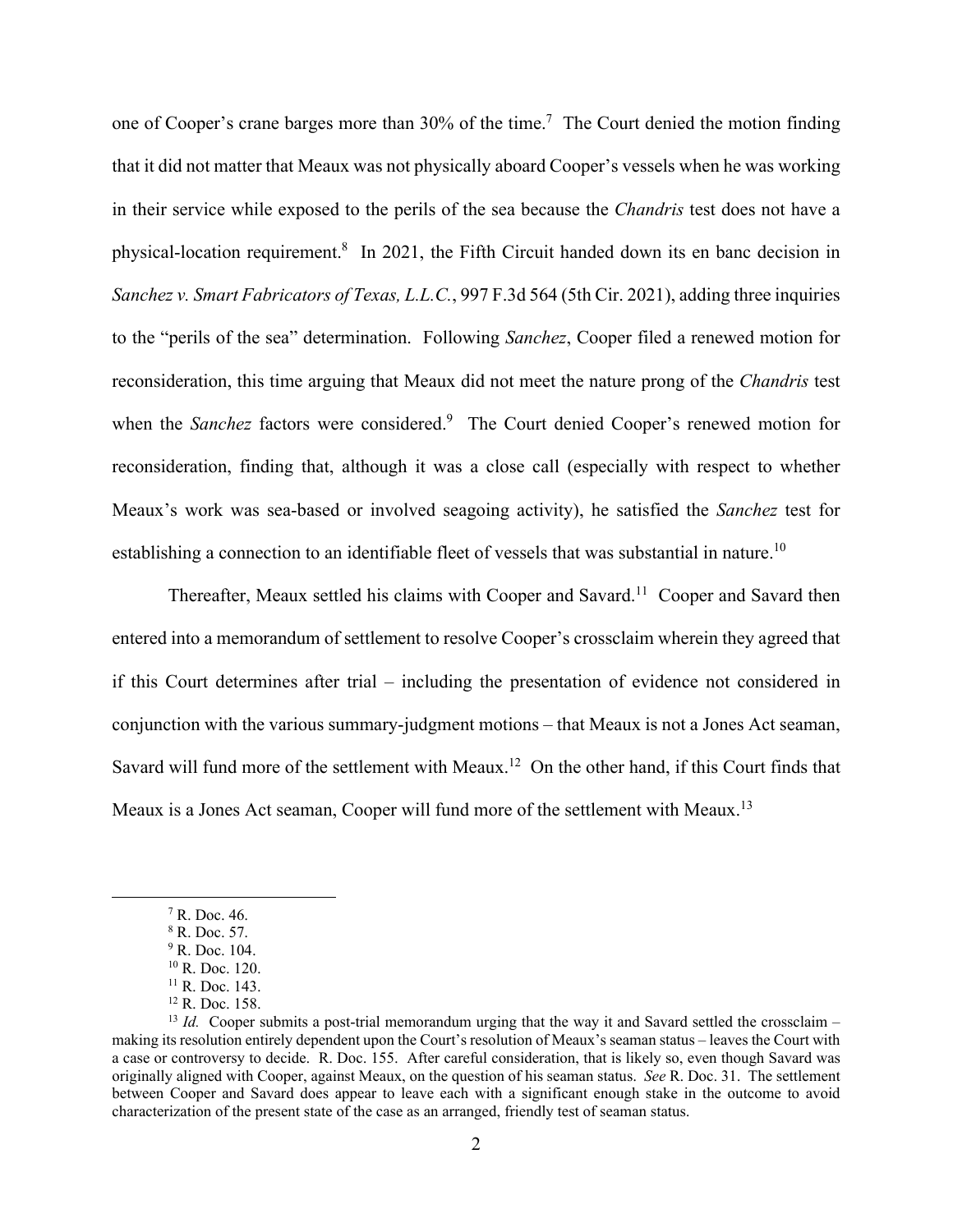one of Cooper's crane barges more than 30% of the time.[7] The Court denied the motion finding that it did not matter that Meaux was not physically aboard Cooper's vessels when he was working in their service while exposed to the perils of the sea because the *Chandris* test does not have a physical-location requirement.[8] In 2021, the Fifth Circuit handed down its en banc decision in *Sanchez v. Smart Fabricators of Texas, L.L.C.*, 997 F.3d 564 (5th Cir. 2021), adding three inquiries to the "perils of the sea" determination. Following *Sanchez*, Cooper filed a renewed motion for reconsideration, this time arguing that Meaux did not meet the nature prong of the *Chandris* test when the *Sanchez* factors were considered.[9] The Court denied Cooper's renewed motion for reconsideration, finding that, although it was a close call (especially with respect to whether Meaux's work was sea-based or involved seagoing activity), he satisfied the *Sanchez* test for establishing a connection to an identifiable fleet of vessels that was substantial in nature.[10]

Thereafter, Meaux settled his claims with Cooper and Savard.[11] Cooper and Savard then entered into a memorandum of settlement to resolve Cooper's crossclaim wherein they agreed that if this Court determines after trial – including the presentation of evidence not considered in conjunction with the various summary-judgment motions – that Meaux is not a Jones Act seaman, Savard will fund more of the settlement with Meaux.[12] On the other hand, if this Court finds that Meaux is a Jones Act seaman, Cooper will fund more of the settlement with Meaux.[13]

---

[7] R. Doc. 46.

[8] R. Doc. 57.

[9] R. Doc. 104.

[10] R. Doc. 120.

[11] R. Doc. 143.

[12] R. Doc. 158.

[13] *Id.* Cooper submits a post-trial memorandum urging that the way it and Savard settled the crossclaim – making its resolution entirely dependent upon the Court's resolution of Meaux's seaman status – leaves the Court with a case or controversy to decide. R. Doc. 155. After careful consideration, that is likely so, even though Savard was originally aligned with Cooper, against Meaux, on the question of his seaman status. *See* R. Doc. 31. The settlement between Cooper and Savard does appear to leave each with a significant enough stake in the outcome to avoid characterization of the present state of the case as an arranged, friendly test of seaman status.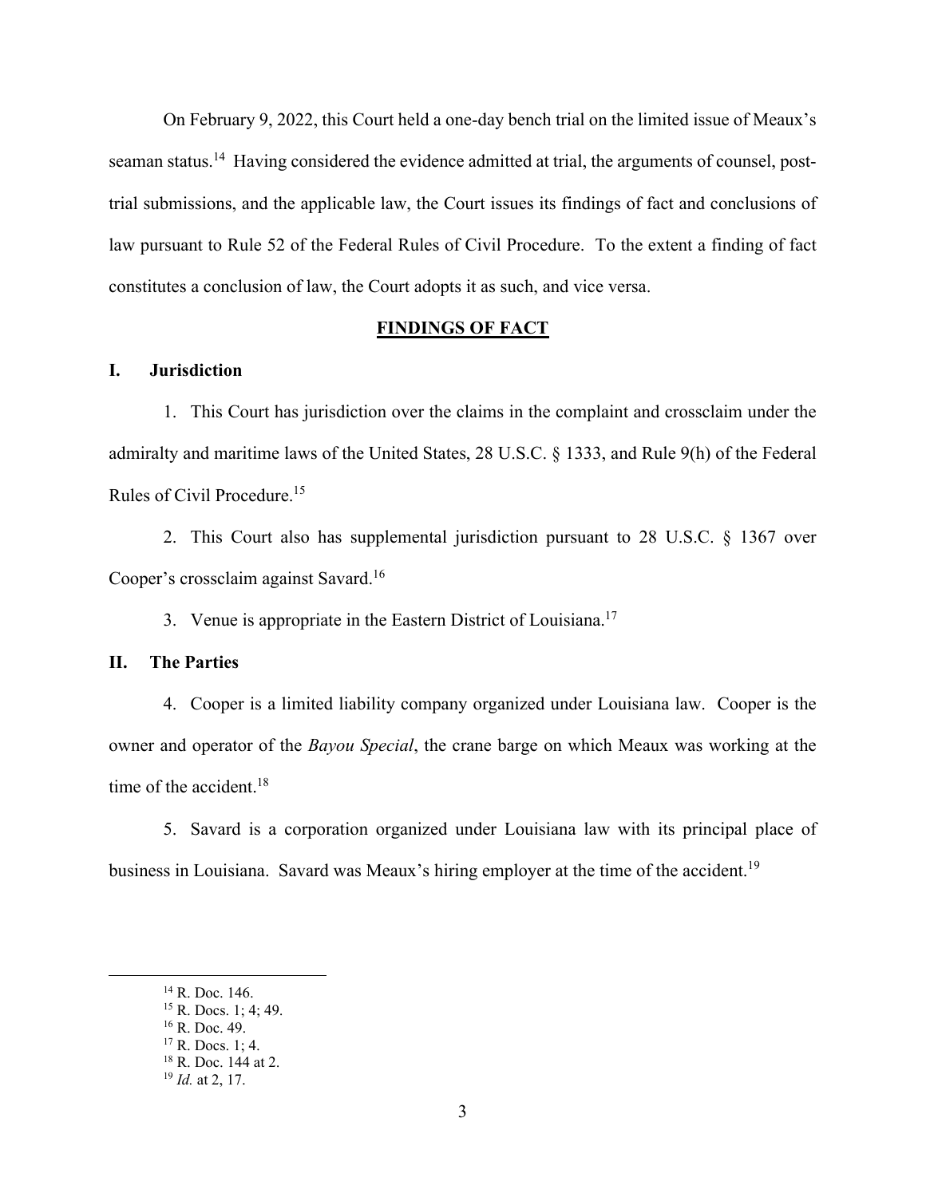On February 9, 2022, this Court held a one-day bench trial on the limited issue of Meaux's seaman status.[14] Having considered the evidence admitted at trial, the arguments of counsel, post-trial submissions, and the applicable law, the Court issues its findings of fact and conclusions of law pursuant to Rule 52 of the Federal Rules of Civil Procedure. To the extent a finding of fact constitutes a conclusion of law, the Court adopts it as such, and vice versa.

## FINDINGS OF FACT

### I. Jurisdiction

1. This Court has jurisdiction over the claims in the complaint and crossclaim under the admiralty and maritime laws of the United States, 28 U.S.C. § 1333, and Rule 9(h) of the Federal Rules of Civil Procedure.[15]

2. This Court also has supplemental jurisdiction pursuant to 28 U.S.C. § 1367 over Cooper's crossclaim against Savard.[16]

3. Venue is appropriate in the Eastern District of Louisiana.[17]

### II. The Parties

4. Cooper is a limited liability company organized under Louisiana law. Cooper is the owner and operator of the *Bayou Special*, the crane barge on which Meaux was working at the time of the accident.[18]

5. Savard is a corporation organized under Louisiana law with its principal place of business in Louisiana. Savard was Meaux's hiring employer at the time of the accident.[19]

---

[14] R. Doc. 146.
[15] R. Docs. 1; 4; 49.
[16] R. Doc. 49.
[17] R. Docs. 1; 4.
[18] R. Doc. 144 at 2.
[19] *Id.* at 2, 17.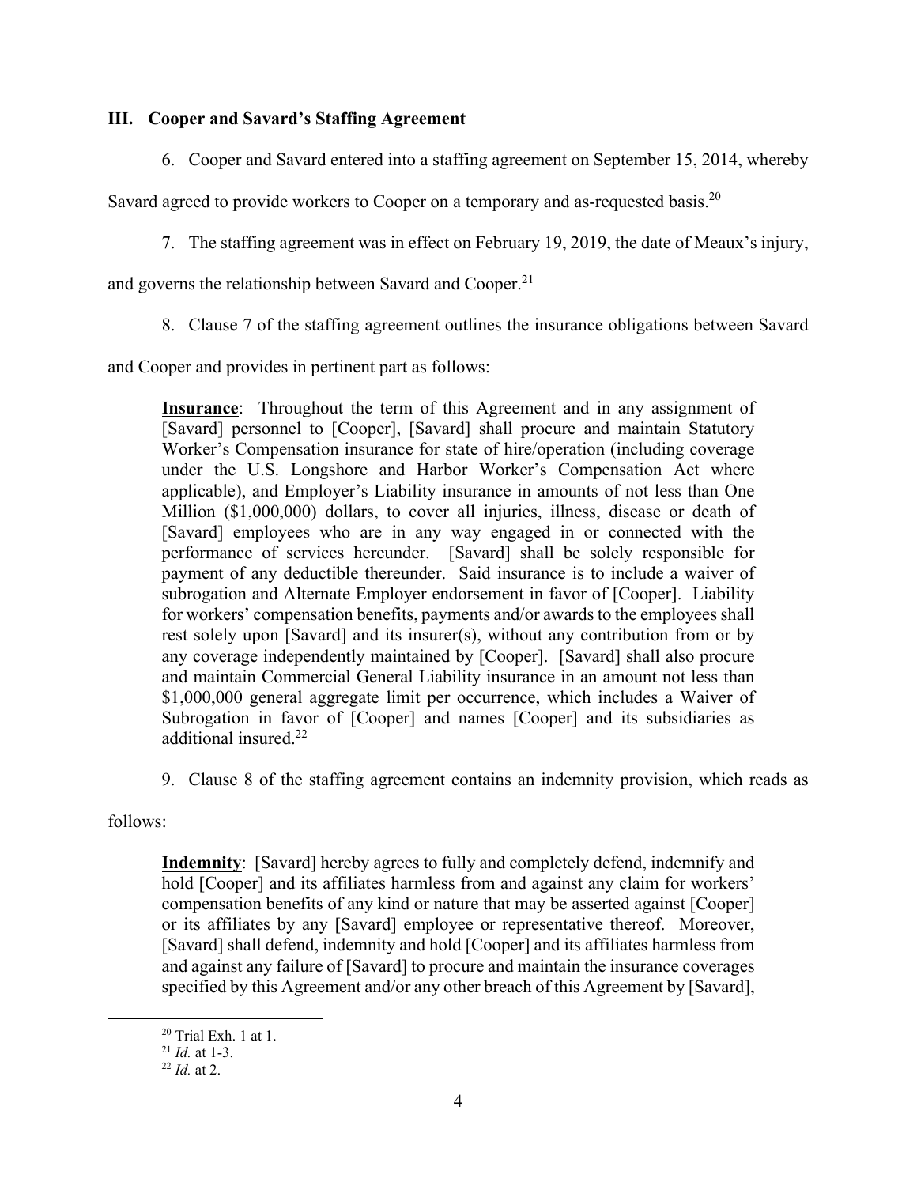### III. Cooper and Savard's Staffing Agreement

6. Cooper and Savard entered into a staffing agreement on September 15, 2014, whereby Savard agreed to provide workers to Cooper on a temporary and as-requested basis.[20]

7. The staffing agreement was in effect on February 19, 2019, the date of Meaux's injury, and governs the relationship between Savard and Cooper.[21]

8. Clause 7 of the staffing agreement outlines the insurance obligations between Savard and Cooper and provides in pertinent part as follows:

> **Insurance**: Throughout the term of this Agreement and in any assignment of [Savard] personnel to [Cooper], [Savard] shall procure and maintain Statutory Worker's Compensation insurance for state of hire/operation (including coverage under the U.S. Longshore and Harbor Worker's Compensation Act where applicable), and Employer's Liability insurance in amounts of not less than One Million ($1,000,000) dollars, to cover all injuries, illness, disease or death of [Savard] employees who are in any way engaged in or connected with the performance of services hereunder. [Savard] shall be solely responsible for payment of any deductible thereunder. Said insurance is to include a waiver of subrogation and Alternate Employer endorsement in favor of [Cooper]. Liability for workers' compensation benefits, payments and/or awards to the employees shall rest solely upon [Savard] and its insurer(s), without any contribution from or by any coverage independently maintained by [Cooper]. [Savard] shall also procure and maintain Commercial General Liability insurance in an amount not less than $1,000,000 general aggregate limit per occurrence, which includes a Waiver of Subrogation in favor of [Cooper] and names [Cooper] and its subsidiaries as additional insured.[22]

9. Clause 8 of the staffing agreement contains an indemnity provision, which reads as follows:

> **Indemnity**: [Savard] hereby agrees to fully and completely defend, indemnify and hold [Cooper] and its affiliates harmless from and against any claim for workers' compensation benefits of any kind or nature that may be asserted against [Cooper] or its affiliates by any [Savard] employee or representative thereof. Moreover, [Savard] shall defend, indemnity and hold [Cooper] and its affiliates harmless from and against any failure of [Savard] to procure and maintain the insurance coverages specified by this Agreement and/or any other breach of this Agreement by [Savard],

---

[20] Trial Exh. 1 at 1.

[21] *Id.* at 1-3.

[22] *Id.* at 2.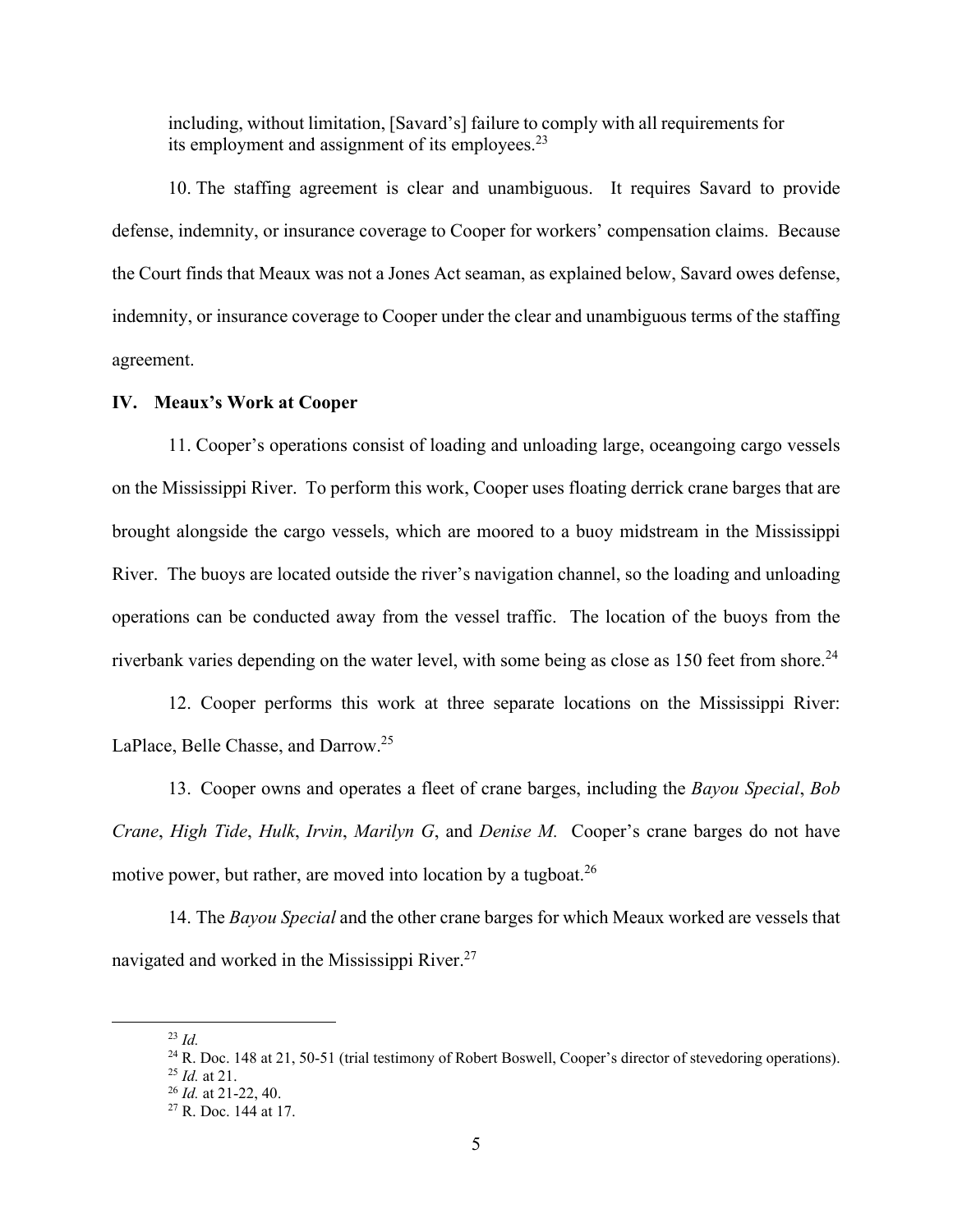including, without limitation, [Savard's] failure to comply with all requirements for its employment and assignment of its employees.[23]

10. The staffing agreement is clear and unambiguous. It requires Savard to provide defense, indemnity, or insurance coverage to Cooper for workers' compensation claims. Because the Court finds that Meaux was not a Jones Act seaman, as explained below, Savard owes defense, indemnity, or insurance coverage to Cooper under the clear and unambiguous terms of the staffing agreement.

## IV. Meaux's Work at Cooper

11. Cooper's operations consist of loading and unloading large, oceangoing cargo vessels on the Mississippi River. To perform this work, Cooper uses floating derrick crane barges that are brought alongside the cargo vessels, which are moored to a buoy midstream in the Mississippi River. The buoys are located outside the river's navigation channel, so the loading and unloading operations can be conducted away from the vessel traffic. The location of the buoys from the riverbank varies depending on the water level, with some being as close as 150 feet from shore.[24]

12. Cooper performs this work at three separate locations on the Mississippi River: LaPlace, Belle Chasse, and Darrow.[25]

13. Cooper owns and operates a fleet of crane barges, including the *Bayou Special*, *Bob Crane*, *High Tide*, *Hulk*, *Irvin*, *Marilyn G*, and *Denise M.* Cooper's crane barges do not have motive power, but rather, are moved into location by a tugboat.[26]

14. The *Bayou Special* and the other crane barges for which Meaux worked are vessels that navigated and worked in the Mississippi River.[27]

---

[23] *Id.*

[24] R. Doc. 148 at 21, 50-51 (trial testimony of Robert Boswell, Cooper's director of stevedoring operations).

[25] *Id.* at 21.

[26] *Id.* at 21-22, 40.

[27] R. Doc. 144 at 17.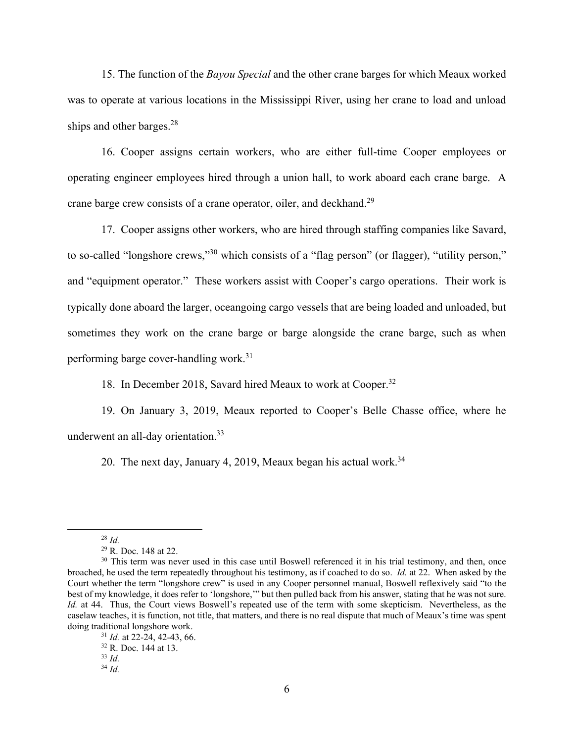15. The function of the *Bayou Special* and the other crane barges for which Meaux worked was to operate at various locations in the Mississippi River, using her crane to load and unload ships and other barges.[28]

16. Cooper assigns certain workers, who are either full-time Cooper employees or operating engineer employees hired through a union hall, to work aboard each crane barge. A crane barge crew consists of a crane operator, oiler, and deckhand.[29]

17. Cooper assigns other workers, who are hired through staffing companies like Savard, to so-called "longshore crews,"[30] which consists of a "flag person" (or flagger), "utility person," and "equipment operator." These workers assist with Cooper's cargo operations. Their work is typically done aboard the larger, oceangoing cargo vessels that are being loaded and unloaded, but sometimes they work on the crane barge or barge alongside the crane barge, such as when performing barge cover-handling work.[31]

18. In December 2018, Savard hired Meaux to work at Cooper.[32]

19. On January 3, 2019, Meaux reported to Cooper's Belle Chasse office, where he underwent an all-day orientation.[33]

20. The next day, January 4, 2019, Meaux began his actual work.[34]

---

[28] *Id.*

[29] R. Doc. 148 at 22.

[30] This term was never used in this case until Boswell referenced it in his trial testimony, and then, once broached, he used the term repeatedly throughout his testimony, as if coached to do so. *Id.* at 22. When asked by the Court whether the term "longshore crew" is used in any Cooper personnel manual, Boswell reflexively said "to the best of my knowledge, it does refer to 'longshore,'" but then pulled back from his answer, stating that he was not sure. *Id.* at 44. Thus, the Court views Boswell's repeated use of the term with some skepticism. Nevertheless, as the caselaw teaches, it is function, not title, that matters, and there is no real dispute that much of Meaux's time was spent doing traditional longshore work.

[31] *Id.* at 22-24, 42-43, 66.

[32] R. Doc. 144 at 13.

[33] *Id.*

[34] *Id.*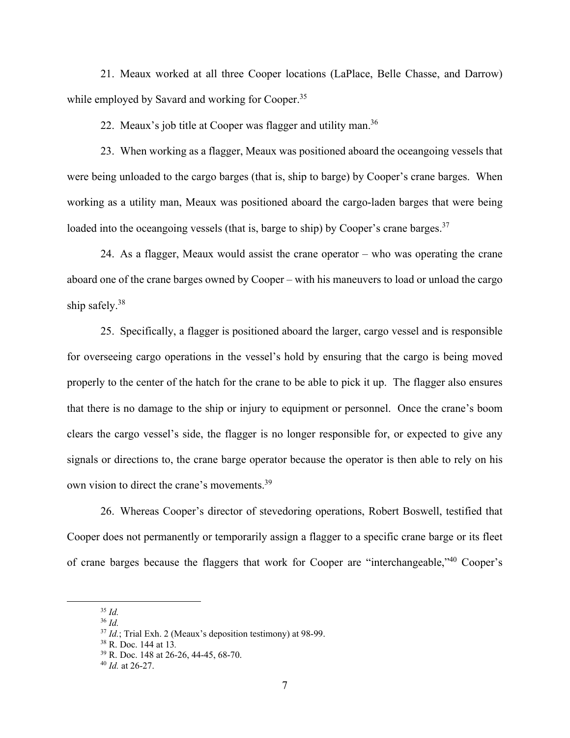21. Meaux worked at all three Cooper locations (LaPlace, Belle Chasse, and Darrow) while employed by Savard and working for Cooper.[35]

22. Meaux's job title at Cooper was flagger and utility man.[36]

23. When working as a flagger, Meaux was positioned aboard the oceangoing vessels that were being unloaded to the cargo barges (that is, ship to barge) by Cooper's crane barges. When working as a utility man, Meaux was positioned aboard the cargo-laden barges that were being loaded into the oceangoing vessels (that is, barge to ship) by Cooper's crane barges.[37]

24. As a flagger, Meaux would assist the crane operator – who was operating the crane aboard one of the crane barges owned by Cooper – with his maneuvers to load or unload the cargo ship safely.[38]

25. Specifically, a flagger is positioned aboard the larger, cargo vessel and is responsible for overseeing cargo operations in the vessel's hold by ensuring that the cargo is being moved properly to the center of the hatch for the crane to be able to pick it up. The flagger also ensures that there is no damage to the ship or injury to equipment or personnel. Once the crane's boom clears the cargo vessel's side, the flagger is no longer responsible for, or expected to give any signals or directions to, the crane barge operator because the operator is then able to rely on his own vision to direct the crane's movements.[39]

26. Whereas Cooper's director of stevedoring operations, Robert Boswell, testified that Cooper does not permanently or temporarily assign a flagger to a specific crane barge or its fleet of crane barges because the flaggers that work for Cooper are "interchangeable,"[40] Cooper's

---

[35] *Id.*

[36] *Id.*

[37] *Id.*; Trial Exh. 2 (Meaux's deposition testimony) at 98-99.

[38] R. Doc. 144 at 13.

[39] R. Doc. 148 at 26-26, 44-45, 68-70.

[40] *Id.* at 26-27.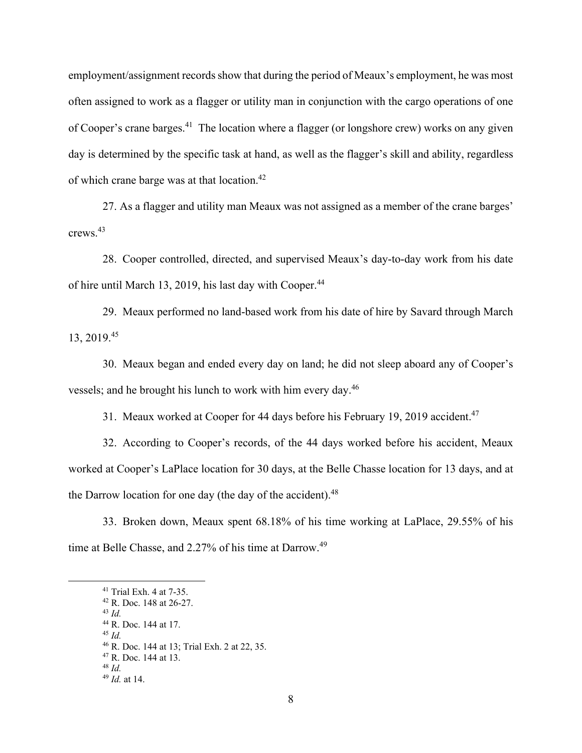employment/assignment records show that during the period of Meaux's employment, he was most often assigned to work as a flagger or utility man in conjunction with the cargo operations of one of Cooper's crane barges.[41] The location where a flagger (or longshore crew) works on any given day is determined by the specific task at hand, as well as the flagger's skill and ability, regardless of which crane barge was at that location.[42]

27. As a flagger and utility man Meaux was not assigned as a member of the crane barges' crews.[43]

28. Cooper controlled, directed, and supervised Meaux's day-to-day work from his date of hire until March 13, 2019, his last day with Cooper.[44]

29. Meaux performed no land-based work from his date of hire by Savard through March 13, 2019.[45]

30. Meaux began and ended every day on land; he did not sleep aboard any of Cooper's vessels; and he brought his lunch to work with him every day.[46]

31. Meaux worked at Cooper for 44 days before his February 19, 2019 accident.[47]

32. According to Cooper's records, of the 44 days worked before his accident, Meaux worked at Cooper's LaPlace location for 30 days, at the Belle Chasse location for 13 days, and at the Darrow location for one day (the day of the accident).[48]

33. Broken down, Meaux spent 68.18% of his time working at LaPlace, 29.55% of his time at Belle Chasse, and 2.27% of his time at Darrow.[49]

---

[41] Trial Exh. 4 at 7-35.

[42] R. Doc. 148 at 26-27.

[43] *Id.*

[44] R. Doc. 144 at 17.

[45] *Id.*

[46] R. Doc. 144 at 13; Trial Exh. 2 at 22, 35.

[47] R. Doc. 144 at 13.

[48] *Id.*

[49] *Id.* at 14.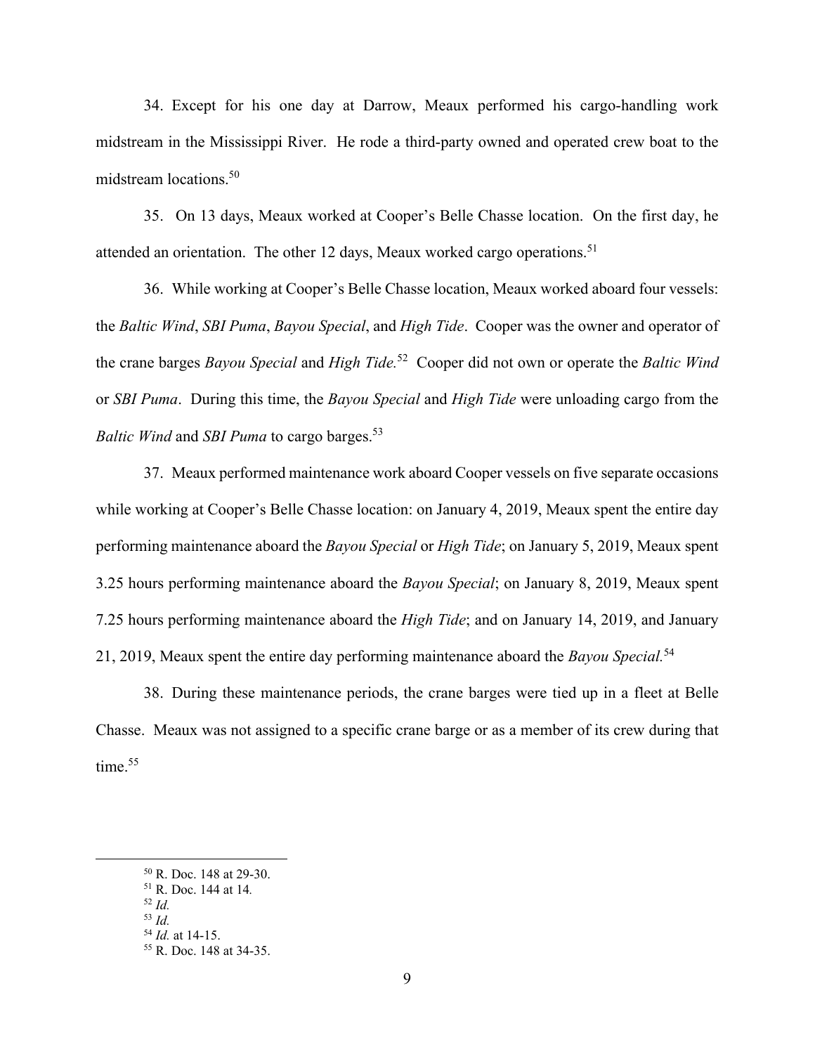34. Except for his one day at Darrow, Meaux performed his cargo-handling work midstream in the Mississippi River. He rode a third-party owned and operated crew boat to the midstream locations.[50]

35. On 13 days, Meaux worked at Cooper's Belle Chasse location. On the first day, he attended an orientation. The other 12 days, Meaux worked cargo operations.[51]

36. While working at Cooper's Belle Chasse location, Meaux worked aboard four vessels: the *Baltic Wind*, *SBI Puma*, *Bayou Special*, and *High Tide*. Cooper was the owner and operator of the crane barges *Bayou Special* and *High Tide.*[52] Cooper did not own or operate the *Baltic Wind* or *SBI Puma*. During this time, the *Bayou Special* and *High Tide* were unloading cargo from the *Baltic Wind* and *SBI Puma* to cargo barges.[53]

37. Meaux performed maintenance work aboard Cooper vessels on five separate occasions while working at Cooper's Belle Chasse location: on January 4, 2019, Meaux spent the entire day performing maintenance aboard the *Bayou Special* or *High Tide*; on January 5, 2019, Meaux spent 3.25 hours performing maintenance aboard the *Bayou Special*; on January 8, 2019, Meaux spent 7.25 hours performing maintenance aboard the *High Tide*; and on January 14, 2019, and January 21, 2019, Meaux spent the entire day performing maintenance aboard the *Bayou Special.*[54]

38. During these maintenance periods, the crane barges were tied up in a fleet at Belle Chasse. Meaux was not assigned to a specific crane barge or as a member of its crew during that time.[55]

---

[50] R. Doc. 148 at 29-30.
[51] R. Doc. 144 at 14.
[52] *Id.*
[53] *Id.*
[54] *Id.* at 14-15.
[55] R. Doc. 148 at 34-35.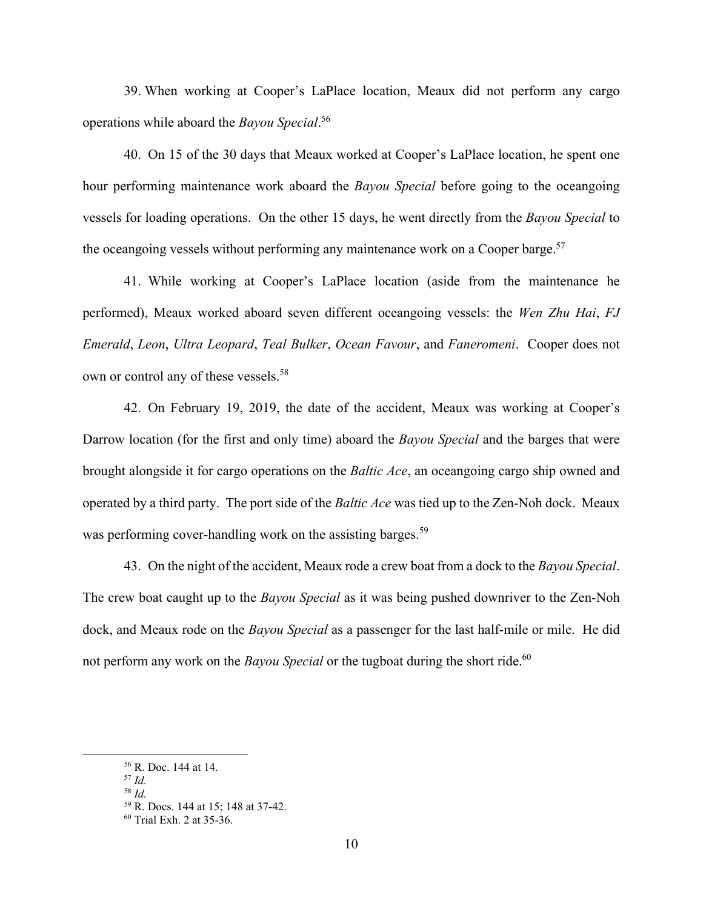39. When working at Cooper's LaPlace location, Meaux did not perform any cargo operations while aboard the *Bayou Special*.[56]

40. On 15 of the 30 days that Meaux worked at Cooper's LaPlace location, he spent one hour performing maintenance work aboard the *Bayou Special* before going to the oceangoing vessels for loading operations. On the other 15 days, he went directly from the *Bayou Special* to the oceangoing vessels without performing any maintenance work on a Cooper barge.[57]

41. While working at Cooper's LaPlace location (aside from the maintenance he performed), Meaux worked aboard seven different oceangoing vessels: the *Wen Zhu Hai*, *FJ Emerald*, *Leon*, *Ultra Leopard*, *Teal Bulker*, *Ocean Favour*, and *Faneromeni*. Cooper does not own or control any of these vessels.[58]

42. On February 19, 2019, the date of the accident, Meaux was working at Cooper's Darrow location (for the first and only time) aboard the *Bayou Special* and the barges that were brought alongside it for cargo operations on the *Baltic Ace*, an oceangoing cargo ship owned and operated by a third party. The port side of the *Baltic Ace* was tied up to the Zen-Noh dock. Meaux was performing cover-handling work on the assisting barges.[59]

43. On the night of the accident, Meaux rode a crew boat from a dock to the *Bayou Special*. The crew boat caught up to the *Bayou Special* as it was being pushed downriver to the Zen-Noh dock, and Meaux rode on the *Bayou Special* as a passenger for the last half-mile or mile. He did not perform any work on the *Bayou Special* or the tugboat during the short ride.[60]

---

[56] R. Doc. 144 at 14.
[57] *Id.*
[58] *Id.*
[59] R. Docs. 144 at 15; 148 at 37-42.
[60] Trial Exh. 2 at 35-36.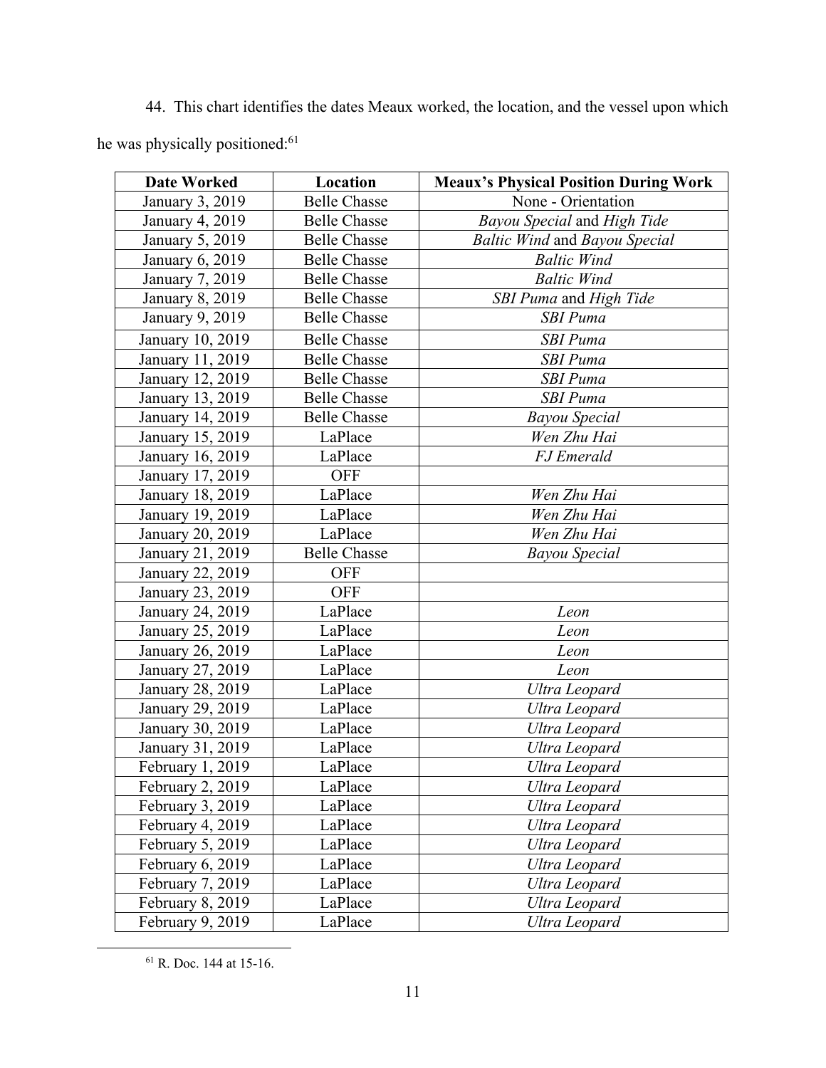44. This chart identifies the dates Meaux worked, the location, and the vessel upon which he was physically positioned:[61]

| Date Worked | Location | Meaux's Physical Position During Work |
|---|---|---|
| January 3, 2019 | Belle Chasse | None - Orientation |
| January 4, 2019 | Belle Chasse | *Bayou Special* and *High Tide* |
| January 5, 2019 | Belle Chasse | *Baltic Wind* and *Bayou Special* |
| January 6, 2019 | Belle Chasse | *Baltic Wind* |
| January 7, 2019 | Belle Chasse | *Baltic Wind* |
| January 8, 2019 | Belle Chasse | *SBI Puma* and *High Tide* |
| January 9, 2019 | Belle Chasse | *SBI Puma* |
| January 10, 2019 | Belle Chasse | *SBI Puma* |
| January 11, 2019 | Belle Chasse | *SBI Puma* |
| January 12, 2019 | Belle Chasse | *SBI Puma* |
| January 13, 2019 | Belle Chasse | *SBI Puma* |
| January 14, 2019 | Belle Chasse | *Bayou Special* |
| January 15, 2019 | LaPlace | *Wen Zhu Hai* |
| January 16, 2019 | LaPlace | *FJ Emerald* |
| January 17, 2019 | OFF | |
| January 18, 2019 | LaPlace | *Wen Zhu Hai* |
| January 19, 2019 | LaPlace | *Wen Zhu Hai* |
| January 20, 2019 | LaPlace | *Wen Zhu Hai* |
| January 21, 2019 | Belle Chasse | *Bayou Special* |
| January 22, 2019 | OFF | |
| January 23, 2019 | OFF | |
| January 24, 2019 | LaPlace | *Leon* |
| January 25, 2019 | LaPlace | *Leon* |
| January 26, 2019 | LaPlace | *Leon* |
| January 27, 2019 | LaPlace | *Leon* |
| January 28, 2019 | LaPlace | *Ultra Leopard* |
| January 29, 2019 | LaPlace | *Ultra Leopard* |
| January 30, 2019 | LaPlace | *Ultra Leopard* |
| January 31, 2019 | LaPlace | *Ultra Leopard* |
| February 1, 2019 | LaPlace | *Ultra Leopard* |
| February 2, 2019 | LaPlace | *Ultra Leopard* |
| February 3, 2019 | LaPlace | *Ultra Leopard* |
| February 4, 2019 | LaPlace | *Ultra Leopard* |
| February 5, 2019 | LaPlace | *Ultra Leopard* |
| February 6, 2019 | LaPlace | *Ultra Leopard* |
| February 7, 2019 | LaPlace | *Ultra Leopard* |
| February 8, 2019 | LaPlace | *Ultra Leopard* |
| February 9, 2019 | LaPlace | *Ultra Leopard* |

[61] R. Doc. 144 at 15-16.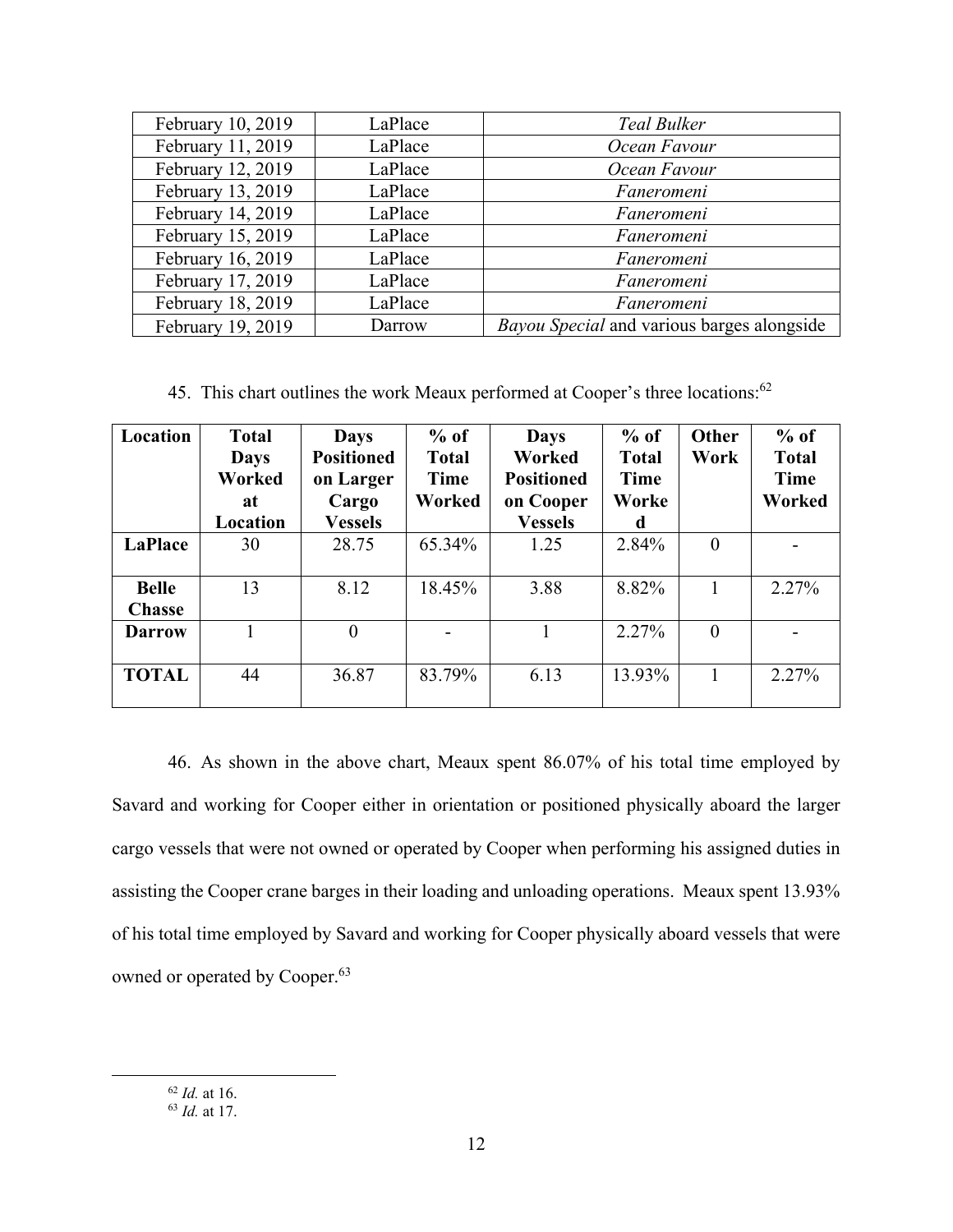| February 10, 2019 | LaPlace | *Teal Bulker* |
|---|---|---|
| February 11, 2019 | LaPlace | *Ocean Favour* |
| February 12, 2019 | LaPlace | *Ocean Favour* |
| February 13, 2019 | LaPlace | *Faneromeni* |
| February 14, 2019 | LaPlace | *Faneromeni* |
| February 15, 2019 | LaPlace | *Faneromeni* |
| February 16, 2019 | LaPlace | *Faneromeni* |
| February 17, 2019 | LaPlace | *Faneromeni* |
| February 18, 2019 | LaPlace | *Faneromeni* |
| February 19, 2019 | Darrow | *Bayou Special* and various barges alongside |

45. This chart outlines the work Meaux performed at Cooper's three locations:[62]

| Location | Total Days Worked at Location | Days Positioned on Larger Cargo Vessels | % of Total Time Worked | Days Worked Positioned on Cooper Vessels | % of Total Time Worked | Other Work | % of Total Time Worked |
|---|---|---|---|---|---|---|---|
| **LaPlace** | 30 | 28.75 | 65.34% | 1.25 | 2.84% | 0 | - |
| **Belle Chasse** | 13 | 8.12 | 18.45% | 3.88 | 8.82% | 1 | 2.27% |
| **Darrow** | 1 | 0 | - | 1 | 2.27% | 0 | - |
| **TOTAL** | 44 | 36.87 | 83.79% | 6.13 | 13.93% | 1 | 2.27% |

46. As shown in the above chart, Meaux spent 86.07% of his total time employed by Savard and working for Cooper either in orientation or positioned physically aboard the larger cargo vessels that were not owned or operated by Cooper when performing his assigned duties in assisting the Cooper crane barges in their loading and unloading operations. Meaux spent 13.93% of his total time employed by Savard and working for Cooper physically aboard vessels that were owned or operated by Cooper.[63]

---

[62] *Id.* at 16.

[63] *Id.* at 17.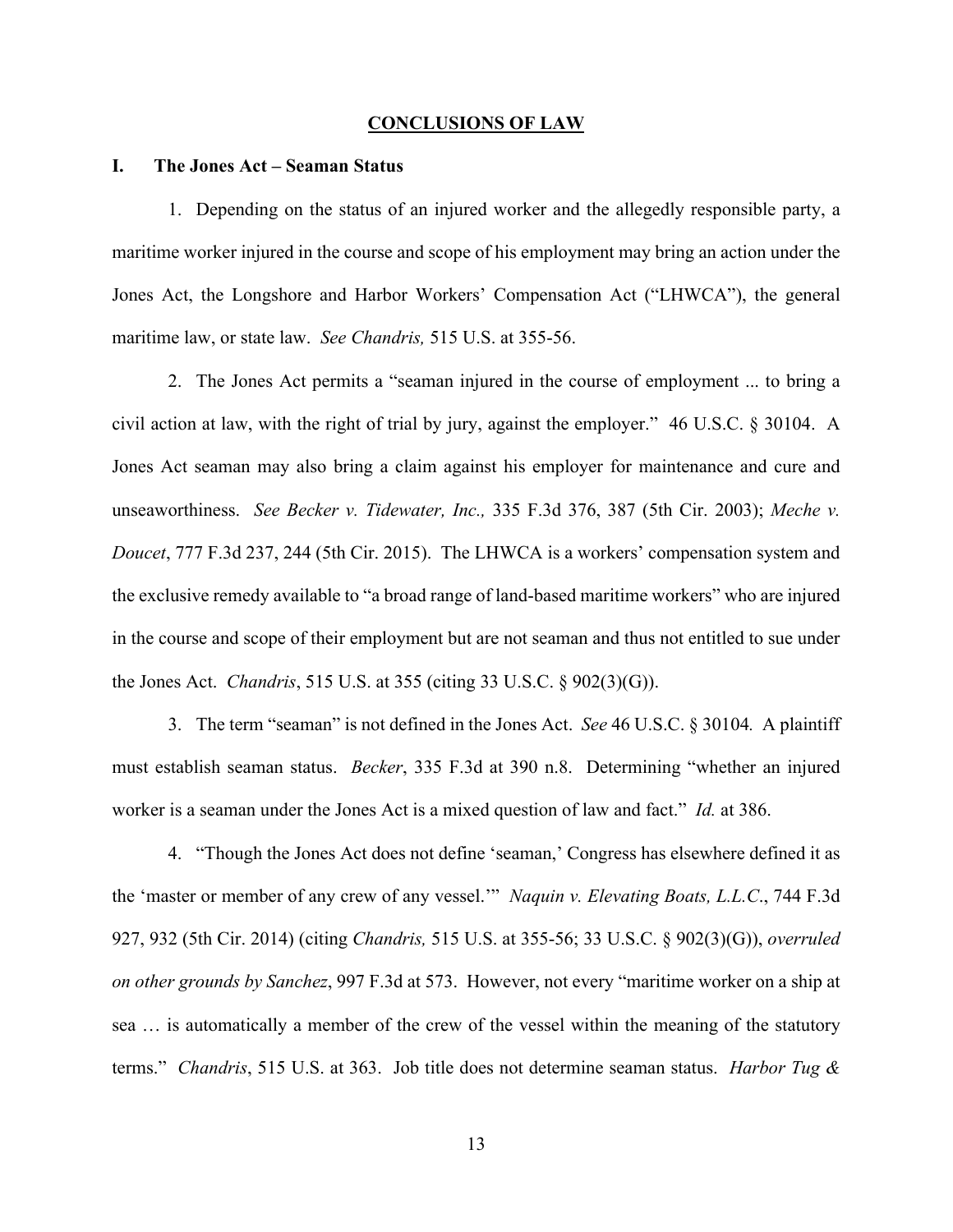**CONCLUSIONS OF LAW**

**I. The Jones Act – Seaman Status**

1. Depending on the status of an injured worker and the allegedly responsible party, a maritime worker injured in the course and scope of his employment may bring an action under the Jones Act, the Longshore and Harbor Workers' Compensation Act ("LHWCA"), the general maritime law, or state law. *See Chandris,* 515 U.S. at 355-56.

2. The Jones Act permits a "seaman injured in the course of employment ... to bring a civil action at law, with the right of trial by jury, against the employer." 46 U.S.C. § 30104. A Jones Act seaman may also bring a claim against his employer for maintenance and cure and unseaworthiness. *See Becker v. Tidewater, Inc.,* 335 F.3d 376, 387 (5th Cir. 2003); *Meche v. Doucet*, 777 F.3d 237, 244 (5th Cir. 2015). The LHWCA is a workers' compensation system and the exclusive remedy available to "a broad range of land-based maritime workers" who are injured in the course and scope of their employment but are not seaman and thus not entitled to sue under the Jones Act. *Chandris*, 515 U.S. at 355 (citing 33 U.S.C. § 902(3)(G)).

3. The term "seaman" is not defined in the Jones Act. *See* 46 U.S.C. § 30104*.* A plaintiff must establish seaman status. *Becker*, 335 F.3d at 390 n.8. Determining "whether an injured worker is a seaman under the Jones Act is a mixed question of law and fact." *Id.* at 386.

4. "Though the Jones Act does not define 'seaman,' Congress has elsewhere defined it as the 'master or member of any crew of any vessel.'" *Naquin v. Elevating Boats, L.L.C*., 744 F.3d 927, 932 (5th Cir. 2014) (citing *Chandris,* 515 U.S. at 355-56; 33 U.S.C. § 902(3)(G)), *overruled on other grounds by Sanchez*, 997 F.3d at 573. However, not every "maritime worker on a ship at sea … is automatically a member of the crew of the vessel within the meaning of the statutory terms." *Chandris*, 515 U.S. at 363. Job title does not determine seaman status. *Harbor Tug &*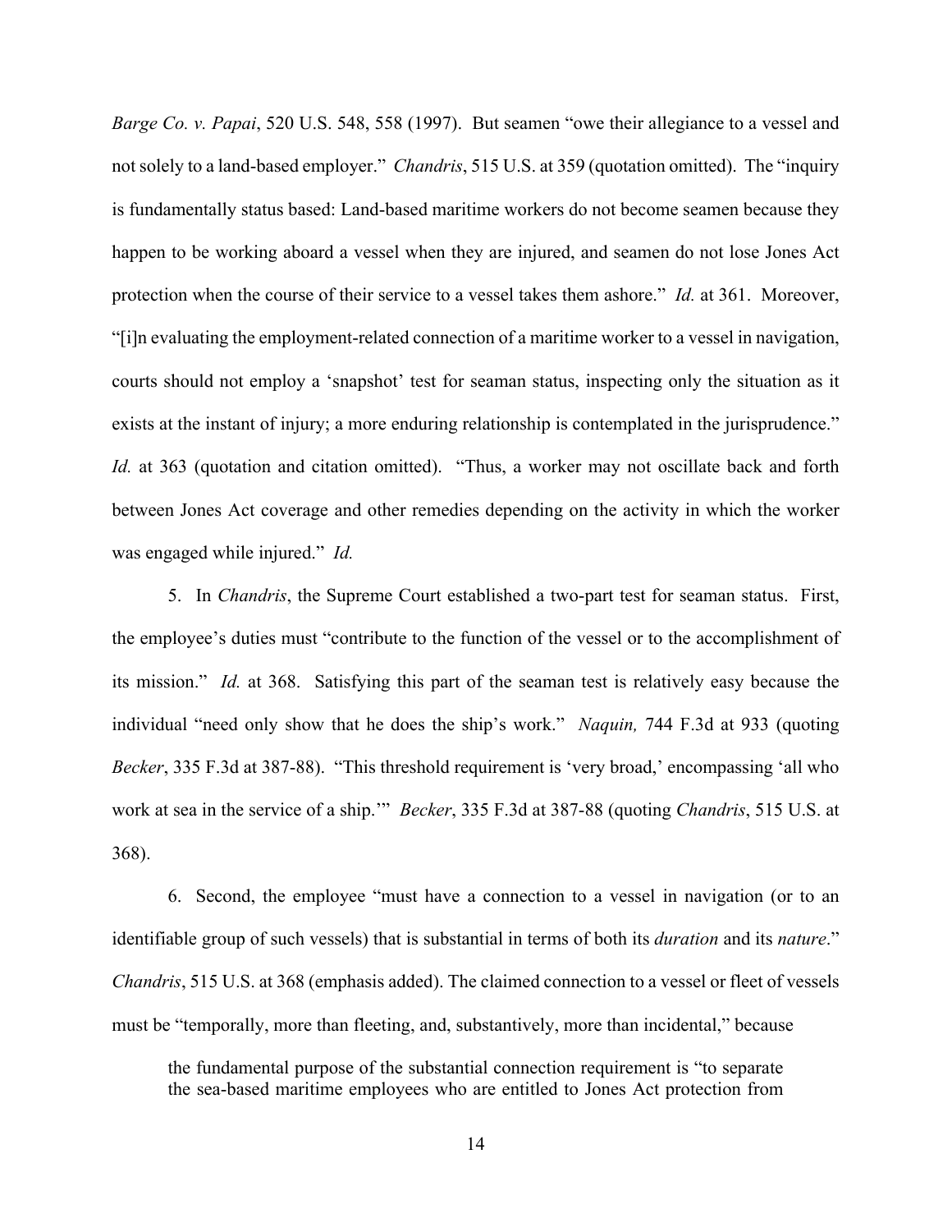*Barge Co. v. Papai*, 520 U.S. 548, 558 (1997). But seamen "owe their allegiance to a vessel and not solely to a land-based employer." *Chandris*, 515 U.S. at 359 (quotation omitted). The "inquiry is fundamentally status based: Land-based maritime workers do not become seamen because they happen to be working aboard a vessel when they are injured, and seamen do not lose Jones Act protection when the course of their service to a vessel takes them ashore." *Id.* at 361. Moreover, "[i]n evaluating the employment-related connection of a maritime worker to a vessel in navigation, courts should not employ a 'snapshot' test for seaman status, inspecting only the situation as it exists at the instant of injury; a more enduring relationship is contemplated in the jurisprudence." *Id.* at 363 (quotation and citation omitted). "Thus, a worker may not oscillate back and forth between Jones Act coverage and other remedies depending on the activity in which the worker was engaged while injured." *Id.*

5. In *Chandris*, the Supreme Court established a two-part test for seaman status. First, the employee's duties must "contribute to the function of the vessel or to the accomplishment of its mission." *Id.* at 368. Satisfying this part of the seaman test is relatively easy because the individual "need only show that he does the ship's work." *Naquin,* 744 F.3d at 933 (quoting *Becker*, 335 F.3d at 387-88). "This threshold requirement is 'very broad,' encompassing 'all who work at sea in the service of a ship.'" *Becker*, 335 F.3d at 387-88 (quoting *Chandris*, 515 U.S. at 368).

6. Second, the employee "must have a connection to a vessel in navigation (or to an identifiable group of such vessels) that is substantial in terms of both its *duration* and its *nature*." *Chandris*, 515 U.S. at 368 (emphasis added). The claimed connection to a vessel or fleet of vessels must be "temporally, more than fleeting, and, substantively, more than incidental," because

> the fundamental purpose of the substantial connection requirement is "to separate the sea-based maritime employees who are entitled to Jones Act protection from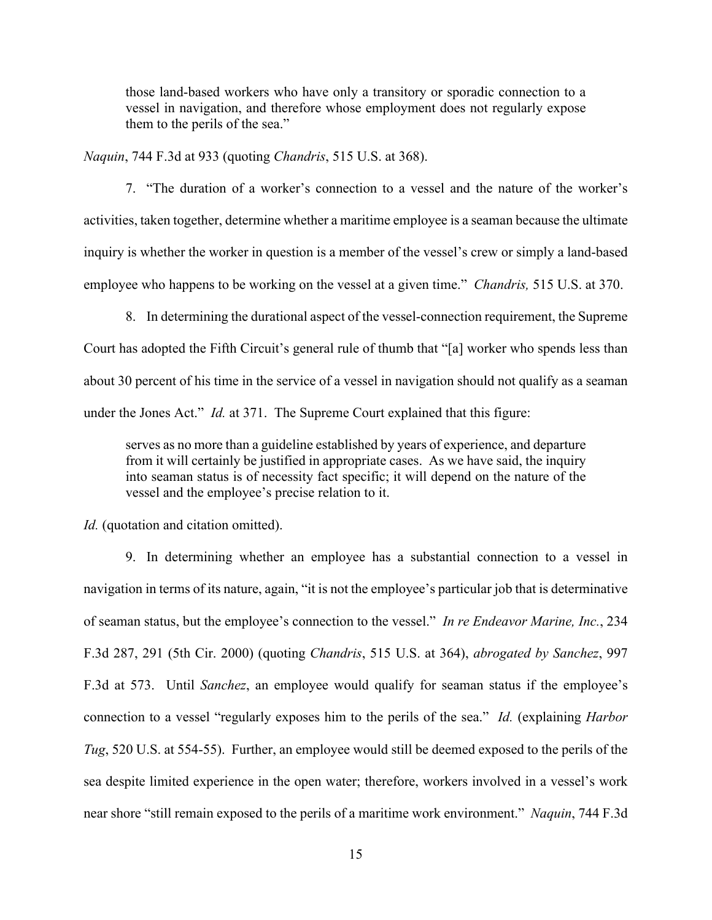> those land-based workers who have only a transitory or sporadic connection to a vessel in navigation, and therefore whose employment does not regularly expose them to the perils of the sea."

*Naquin*, 744 F.3d at 933 (quoting *Chandris*, 515 U.S. at 368).

7. "The duration of a worker's connection to a vessel and the nature of the worker's activities, taken together, determine whether a maritime employee is a seaman because the ultimate inquiry is whether the worker in question is a member of the vessel's crew or simply a land-based employee who happens to be working on the vessel at a given time." *Chandris,* 515 U.S. at 370.

8. In determining the durational aspect of the vessel-connection requirement, the Supreme Court has adopted the Fifth Circuit's general rule of thumb that "[a] worker who spends less than about 30 percent of his time in the service of a vessel in navigation should not qualify as a seaman under the Jones Act." *Id.* at 371. The Supreme Court explained that this figure:

> serves as no more than a guideline established by years of experience, and departure from it will certainly be justified in appropriate cases. As we have said, the inquiry into seaman status is of necessity fact specific; it will depend on the nature of the vessel and the employee's precise relation to it.

*Id.* (quotation and citation omitted).

9. In determining whether an employee has a substantial connection to a vessel in navigation in terms of its nature, again, "it is not the employee's particular job that is determinative of seaman status, but the employee's connection to the vessel." *In re Endeavor Marine, Inc.*, 234 F.3d 287, 291 (5th Cir. 2000) (quoting *Chandris*, 515 U.S. at 364), *abrogated by Sanchez*, 997 F.3d at 573. Until *Sanchez*, an employee would qualify for seaman status if the employee's connection to a vessel "regularly exposes him to the perils of the sea." *Id.* (explaining *Harbor Tug*, 520 U.S. at 554-55). Further, an employee would still be deemed exposed to the perils of the sea despite limited experience in the open water; therefore, workers involved in a vessel's work near shore "still remain exposed to the perils of a maritime work environment." *Naquin*, 744 F.3d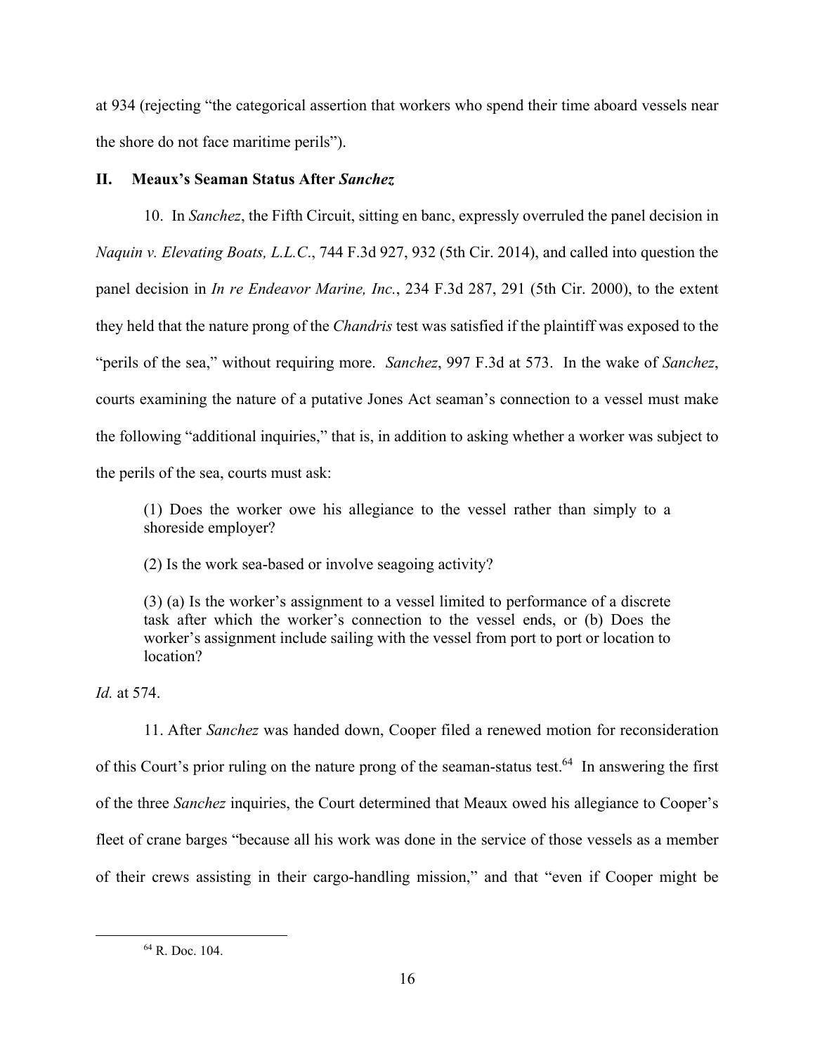at 934 (rejecting "the categorical assertion that workers who spend their time aboard vessels near the shore do not face maritime perils").

## II. Meaux's Seaman Status After *Sanchez*

10. In *Sanchez*, the Fifth Circuit, sitting en banc, expressly overruled the panel decision in *Naquin v. Elevating Boats, L.L.C.*, 744 F.3d 927, 932 (5th Cir. 2014), and called into question the panel decision in *In re Endeavor Marine, Inc.*, 234 F.3d 287, 291 (5th Cir. 2000), to the extent they held that the nature prong of the *Chandris* test was satisfied if the plaintiff was exposed to the "perils of the sea," without requiring more. *Sanchez*, 997 F.3d at 573. In the wake of *Sanchez*, courts examining the nature of a putative Jones Act seaman's connection to a vessel must make the following "additional inquiries," that is, in addition to asking whether a worker was subject to the perils of the sea, courts must ask:

> (1) Does the worker owe his allegiance to the vessel rather than simply to a shoreside employer?
>
> (2) Is the work sea-based or involve seagoing activity?
>
> (3) (a) Is the worker's assignment to a vessel limited to performance of a discrete task after which the worker's connection to the vessel ends, or (b) Does the worker's assignment include sailing with the vessel from port to port or location to location?

*Id.* at 574.

11. After *Sanchez* was handed down, Cooper filed a renewed motion for reconsideration of this Court's prior ruling on the nature prong of the seaman-status test.[64] In answering the first of the three *Sanchez* inquiries, the Court determined that Meaux owed his allegiance to Cooper's fleet of crane barges "because all his work was done in the service of those vessels as a member of their crews assisting in their cargo-handling mission," and that "even if Cooper might be

[64] R. Doc. 104.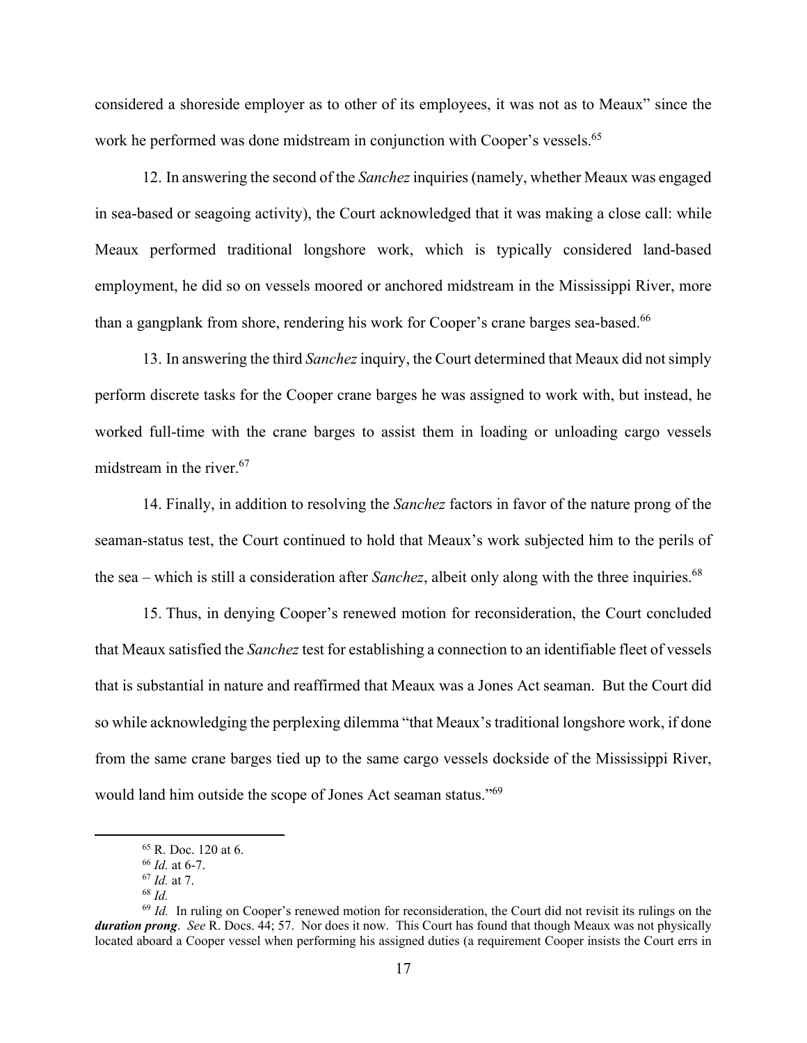considered a shoreside employer as to other of its employees, it was not as to Meaux" since the work he performed was done midstream in conjunction with Cooper's vessels.[65]

12. In answering the second of the *Sanchez* inquiries (namely, whether Meaux was engaged in sea-based or seagoing activity), the Court acknowledged that it was making a close call: while Meaux performed traditional longshore work, which is typically considered land-based employment, he did so on vessels moored or anchored midstream in the Mississippi River, more than a gangplank from shore, rendering his work for Cooper's crane barges sea-based.[66]

13. In answering the third *Sanchez* inquiry, the Court determined that Meaux did not simply perform discrete tasks for the Cooper crane barges he was assigned to work with, but instead, he worked full-time with the crane barges to assist them in loading or unloading cargo vessels midstream in the river.[67]

14. Finally, in addition to resolving the *Sanchez* factors in favor of the nature prong of the seaman-status test, the Court continued to hold that Meaux's work subjected him to the perils of the sea – which is still a consideration after *Sanchez*, albeit only along with the three inquiries.[68]

15. Thus, in denying Cooper's renewed motion for reconsideration, the Court concluded that Meaux satisfied the *Sanchez* test for establishing a connection to an identifiable fleet of vessels that is substantial in nature and reaffirmed that Meaux was a Jones Act seaman. But the Court did so while acknowledging the perplexing dilemma "that Meaux's traditional longshore work, if done from the same crane barges tied up to the same cargo vessels dockside of the Mississippi River, would land him outside the scope of Jones Act seaman status."[69]

---

[65] R. Doc. 120 at 6.

[66] *Id.* at 6-7.

[67] *Id.* at 7.

[68] *Id.*

[69] *Id.* In ruling on Cooper's renewed motion for reconsideration, the Court did not revisit its rulings on the ***duration prong***. *See* R. Docs. 44; 57. Nor does it now. This Court has found that though Meaux was not physically located aboard a Cooper vessel when performing his assigned duties (a requirement Cooper insists the Court errs in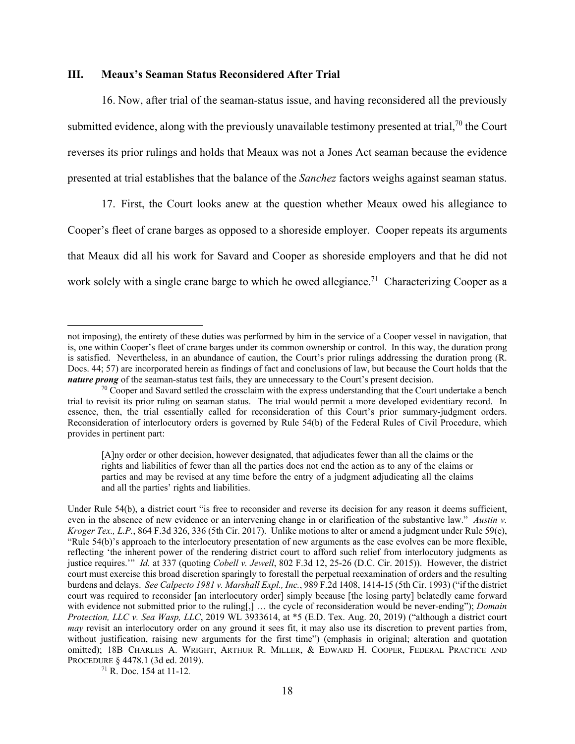## III. Meaux's Seaman Status Reconsidered After Trial

16. Now, after trial of the seaman-status issue, and having reconsidered all the previously submitted evidence, along with the previously unavailable testimony presented at trial,[70] the Court reverses its prior rulings and holds that Meaux was not a Jones Act seaman because the evidence presented at trial establishes that the balance of the *Sanchez* factors weighs against seaman status.

17. First, the Court looks anew at the question whether Meaux owed his allegiance to Cooper's fleet of crane barges as opposed to a shoreside employer. Cooper repeats its arguments that Meaux did all his work for Savard and Cooper as shoreside employers and that he did not work solely with a single crane barge to which he owed allegiance.[71] Characterizing Cooper as a

---

not imposing), the entirety of these duties was performed by him in the service of a Cooper vessel in navigation, that is, one within Cooper's fleet of crane barges under its common ownership or control. In this way, the duration prong is satisfied. Nevertheless, in an abundance of caution, the Court's prior rulings addressing the duration prong (R. Docs. 44; 57) are incorporated herein as findings of fact and conclusions of law, but because the Court holds that the ***nature prong*** of the seaman-status test fails, they are unnecessary to the Court's present decision.

[70] Cooper and Savard settled the crossclaim with the express understanding that the Court undertake a bench trial to revisit its prior ruling on seaman status. The trial would permit a more developed evidentiary record. In essence, then, the trial essentially called for reconsideration of this Court's prior summary-judgment orders. Reconsideration of interlocutory orders is governed by Rule 54(b) of the Federal Rules of Civil Procedure, which provides in pertinent part:

> [A]ny order or other decision, however designated, that adjudicates fewer than all the claims or the rights and liabilities of fewer than all the parties does not end the action as to any of the claims or parties and may be revised at any time before the entry of a judgment adjudicating all the claims and all the parties' rights and liabilities.

Under Rule 54(b), a district court "is free to reconsider and reverse its decision for any reason it deems sufficient, even in the absence of new evidence or an intervening change in or clarification of the substantive law." *Austin v. Kroger Tex., L.P.*, 864 F.3d 326, 336 (5th Cir. 2017). Unlike motions to alter or amend a judgment under Rule 59(e), "Rule 54(b)'s approach to the interlocutory presentation of new arguments as the case evolves can be more flexible, reflecting 'the inherent power of the rendering district court to afford such relief from interlocutory judgments as justice requires.'" *Id.* at 337 (quoting *Cobell v. Jewell*, 802 F.3d 12, 25-26 (D.C. Cir. 2015)). However, the district court must exercise this broad discretion sparingly to forestall the perpetual reexamination of orders and the resulting burdens and delays. *See Calpecto 1981 v. Marshall Expl., Inc.*, 989 F.2d 1408, 1414-15 (5th Cir. 1993) ("if the district court was required to reconsider [an interlocutory order] simply because [the losing party] belatedly came forward with evidence not submitted prior to the ruling[,] … the cycle of reconsideration would be never-ending"); *Domain Protection, LLC v. Sea Wasp, LLC*, 2019 WL 3933614, at *5 (E.D. Tex. Aug. 20, 2019) ("although a district court *may* revisit an interlocutory order on any ground it sees fit, it may also use its discretion to prevent parties from, without justification, raising new arguments for the first time") (emphasis in original; alteration and quotation omitted); 18B Charles A. Wright, Arthur R. Miller, & Edward H. Cooper, Federal Practice and Procedure § 4478.1 (3d ed. 2019).

[71] R. Doc. 154 at 11-12.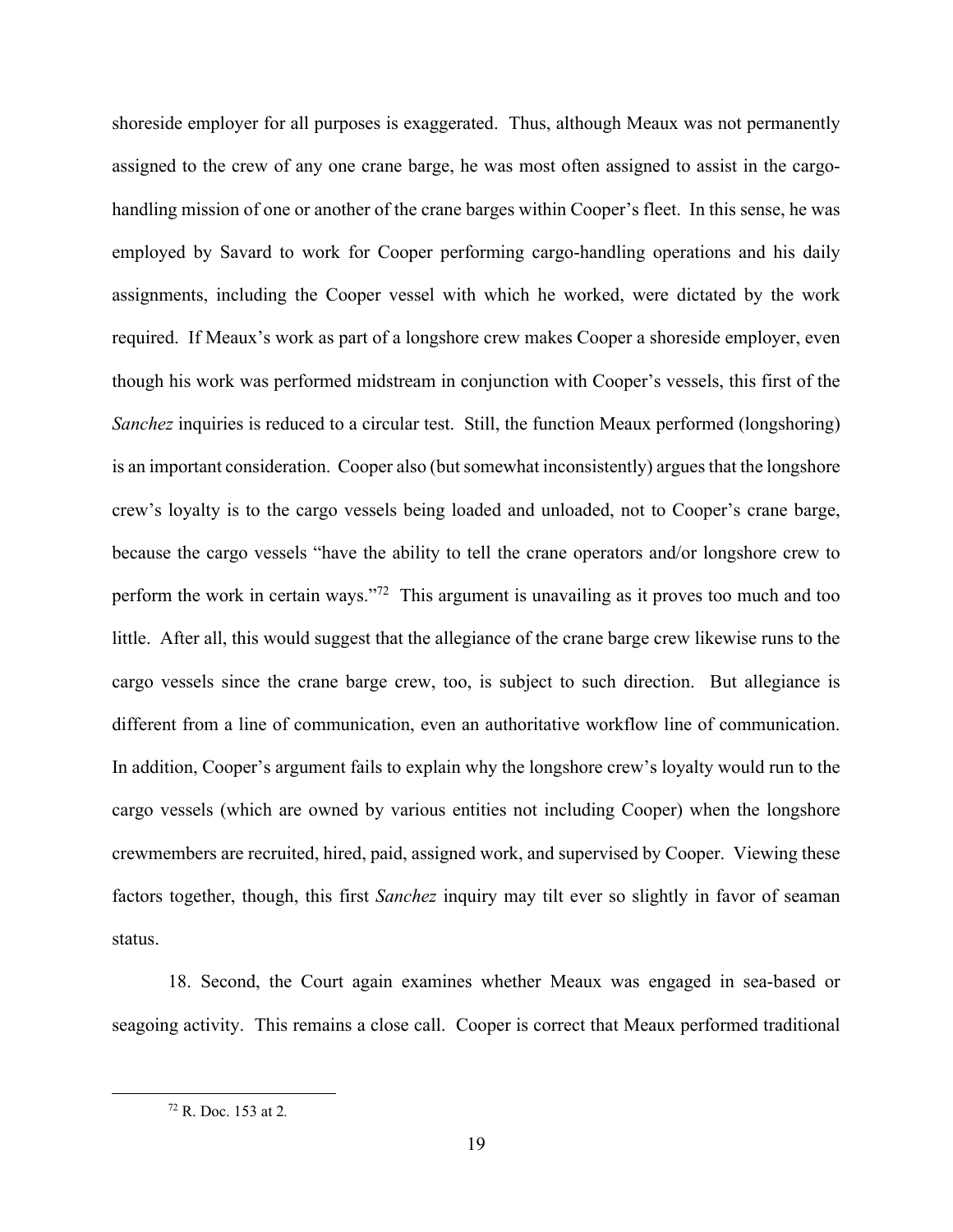shoreside employer for all purposes is exaggerated. Thus, although Meaux was not permanently assigned to the crew of any one crane barge, he was most often assigned to assist in the cargo-handling mission of one or another of the crane barges within Cooper's fleet. In this sense, he was employed by Savard to work for Cooper performing cargo-handling operations and his daily assignments, including the Cooper vessel with which he worked, were dictated by the work required. If Meaux's work as part of a longshore crew makes Cooper a shoreside employer, even though his work was performed midstream in conjunction with Cooper's vessels, this first of the *Sanchez* inquiries is reduced to a circular test. Still, the function Meaux performed (longshoring) is an important consideration. Cooper also (but somewhat inconsistently) argues that the longshore crew's loyalty is to the cargo vessels being loaded and unloaded, not to Cooper's crane barge, because the cargo vessels "have the ability to tell the crane operators and/or longshore crew to perform the work in certain ways."[72] This argument is unavailing as it proves too much and too little. After all, this would suggest that the allegiance of the crane barge crew likewise runs to the cargo vessels since the crane barge crew, too, is subject to such direction. But allegiance is different from a line of communication, even an authoritative workflow line of communication. In addition, Cooper's argument fails to explain why the longshore crew's loyalty would run to the cargo vessels (which are owned by various entities not including Cooper) when the longshore crewmembers are recruited, hired, paid, assigned work, and supervised by Cooper. Viewing these factors together, though, this first *Sanchez* inquiry may tilt ever so slightly in favor of seaman status.

18. Second, the Court again examines whether Meaux was engaged in sea-based or seagoing activity. This remains a close call. Cooper is correct that Meaux performed traditional

[72] R. Doc. 153 at 2.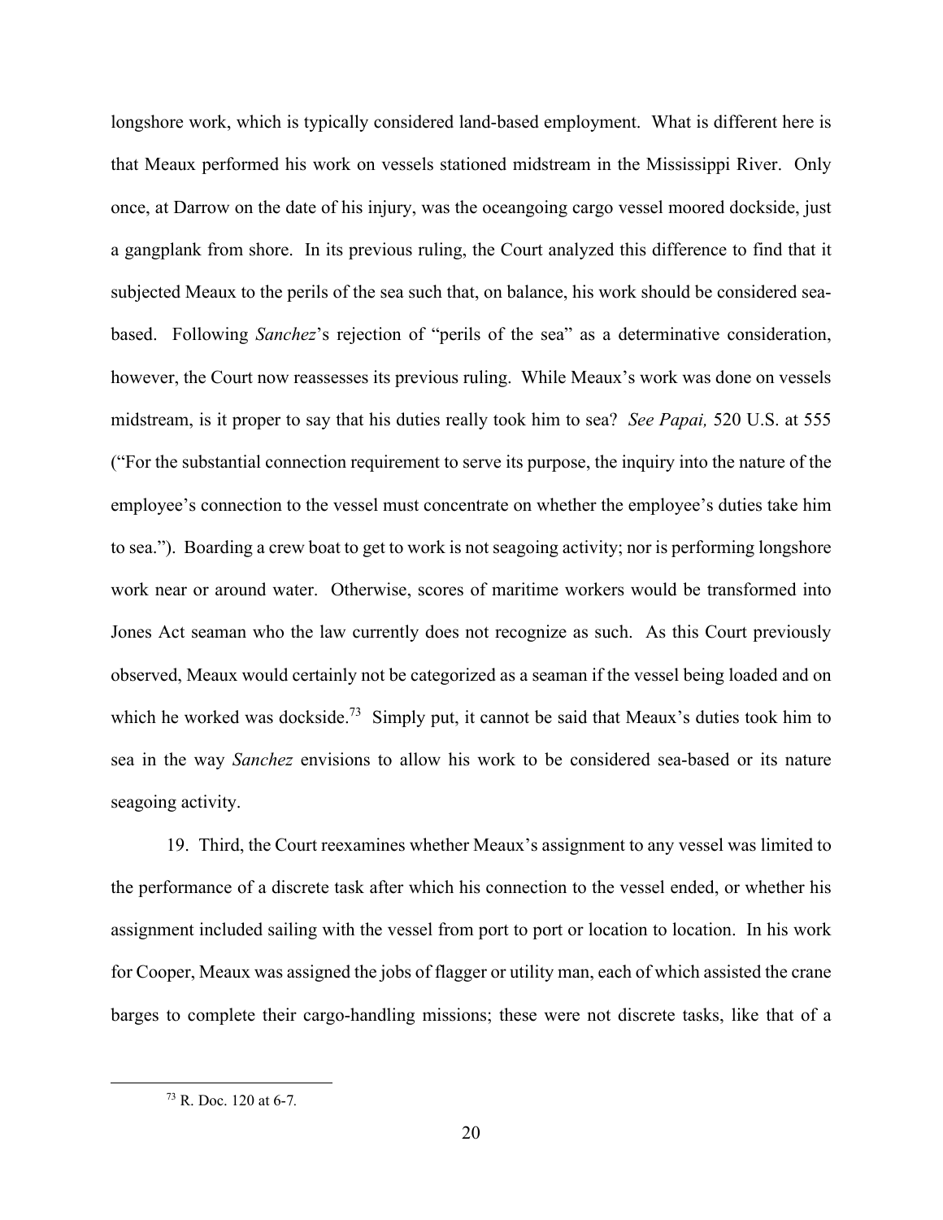longshore work, which is typically considered land-based employment. What is different here is that Meaux performed his work on vessels stationed midstream in the Mississippi River. Only once, at Darrow on the date of his injury, was the oceangoing cargo vessel moored dockside, just a gangplank from shore. In its previous ruling, the Court analyzed this difference to find that it subjected Meaux to the perils of the sea such that, on balance, his work should be considered sea-based. Following *Sanchez*'s rejection of "perils of the sea" as a determinative consideration, however, the Court now reassesses its previous ruling. While Meaux's work was done on vessels midstream, is it proper to say that his duties really took him to sea? *See Papai,* 520 U.S. at 555 ("For the substantial connection requirement to serve its purpose, the inquiry into the nature of the employee's connection to the vessel must concentrate on whether the employee's duties take him to sea."). Boarding a crew boat to get to work is not seagoing activity; nor is performing longshore work near or around water. Otherwise, scores of maritime workers would be transformed into Jones Act seaman who the law currently does not recognize as such. As this Court previously observed, Meaux would certainly not be categorized as a seaman if the vessel being loaded and on which he worked was dockside.[73] Simply put, it cannot be said that Meaux's duties took him to sea in the way *Sanchez* envisions to allow his work to be considered sea-based or its nature seagoing activity.

19. Third, the Court reexamines whether Meaux's assignment to any vessel was limited to the performance of a discrete task after which his connection to the vessel ended, or whether his assignment included sailing with the vessel from port to port or location to location. In his work for Cooper, Meaux was assigned the jobs of flagger or utility man, each of which assisted the crane barges to complete their cargo-handling missions; these were not discrete tasks, like that of a

[73] R. Doc. 120 at 6-7.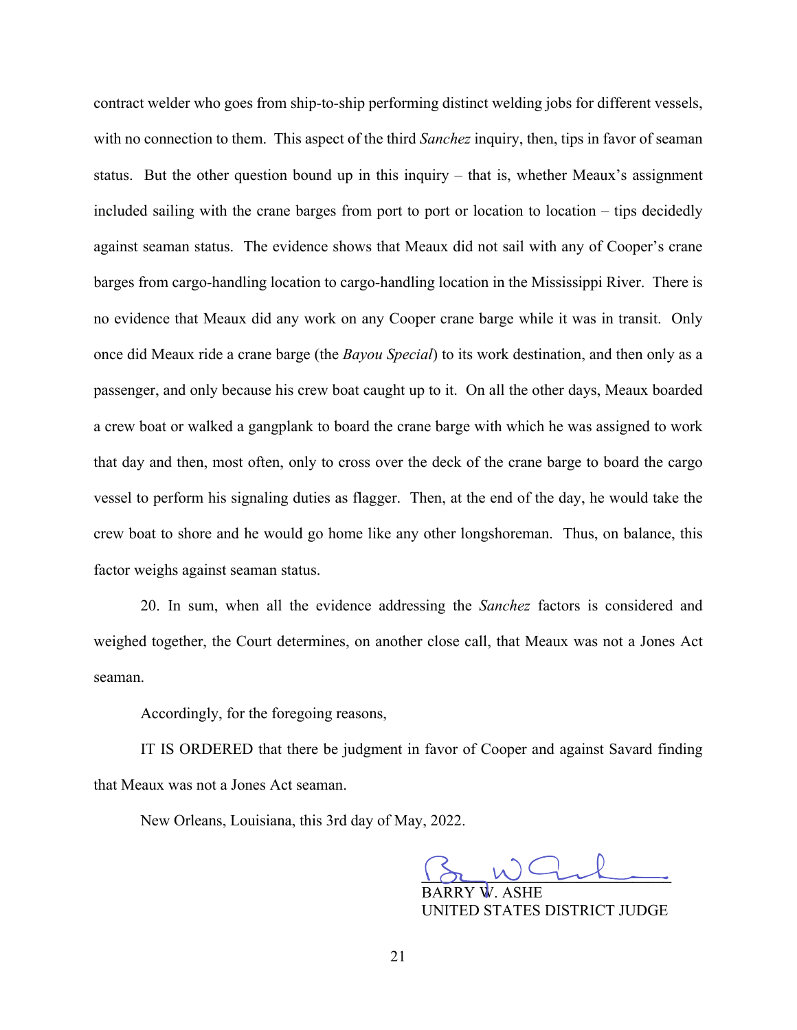contract welder who goes from ship-to-ship performing distinct welding jobs for different vessels, with no connection to them. This aspect of the third *Sanchez* inquiry, then, tips in favor of seaman status. But the other question bound up in this inquiry – that is, whether Meaux's assignment included sailing with the crane barges from port to port or location to location – tips decidedly against seaman status. The evidence shows that Meaux did not sail with any of Cooper's crane barges from cargo-handling location to cargo-handling location in the Mississippi River. There is no evidence that Meaux did any work on any Cooper crane barge while it was in transit. Only once did Meaux ride a crane barge (the *Bayou Special*) to its work destination, and then only as a passenger, and only because his crew boat caught up to it. On all the other days, Meaux boarded a crew boat or walked a gangplank to board the crane barge with which he was assigned to work that day and then, most often, only to cross over the deck of the crane barge to board the cargo vessel to perform his signaling duties as flagger. Then, at the end of the day, he would take the crew boat to shore and he would go home like any other longshoreman. Thus, on balance, this factor weighs against seaman status.

20. In sum, when all the evidence addressing the *Sanchez* factors is considered and weighed together, the Court determines, on another close call, that Meaux was not a Jones Act seaman.

Accordingly, for the foregoing reasons,

IT IS ORDERED that there be judgment in favor of Cooper and against Savard finding that Meaux was not a Jones Act seaman.

New Orleans, Louisiana, this 3rd day of May, 2022.

BARRY W. ASHE
UNITED STATES DISTRICT JUDGE